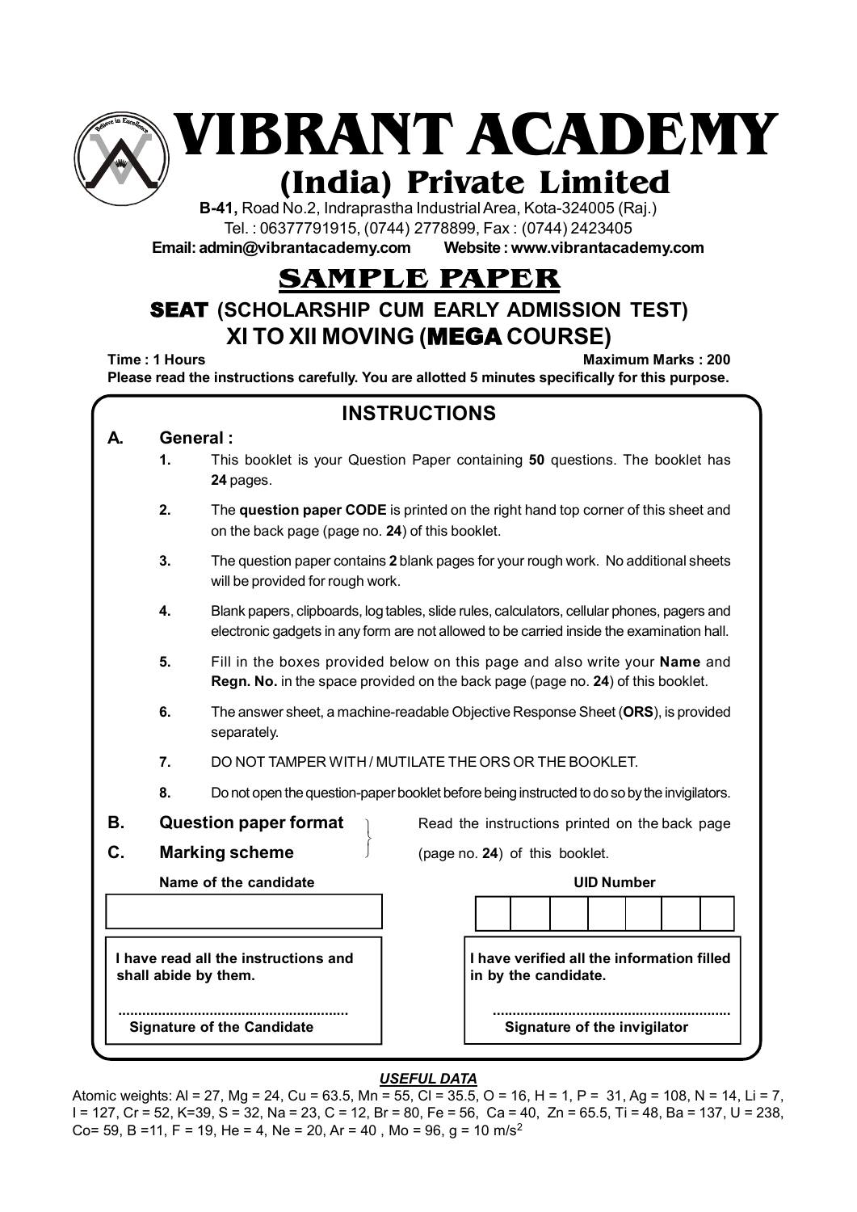# VIBRANT ACADEMY

## (India) Private Limited

**B-41,** Road No.2, Indraprastha Industrial Area, Kota-324005 (Raj.)
Tel. : 06377791915, (0744) 2778899, Fax : (0744) 2423405
**Email: admin@vibrantacademy.com Website : www.vibrantacademy.com**

# SAMPLE PAPER

## SEAT (SCHOLARSHIP CUM EARLY ADMISSION TEST)

## XI TO XII MOVING (MEGA COURSE)

**Time : 1 Hours** **Maximum Marks : 200**

**Please read the instructions carefully. You are allotted 5 minutes specifically for this purpose.**

## INSTRUCTIONS

**A. General :**

1. This booklet is your Question Paper containing **50** questions. The booklet has **24** pages.
2. The **question paper CODE** is printed on the right hand top corner of this sheet and on the back page (page no. **24**) of this booklet.
3. The question paper contains **2** blank pages for your rough work. No additional sheets will be provided for rough work.
4. Blank papers, clipboards, log tables, slide rules, calculators, cellular phones, pagers and electronic gadgets in any form are not allowed to be carried inside the examination hall.
5. Fill in the boxes provided below on this page and also write your **Name** and **Regn. No.** in the space provided on the back page (page no. **24**) of this booklet.
6. The answer sheet, a machine-readable Objective Response Sheet (**ORS**), is provided separately.
7. DO NOT TAMPER WITH / MUTILATE THE ORS OR THE BOOKLET.
8. Do not open the question-paper booklet before being instructed to do so by the invigilators.

**B. Question paper format**
**C. Marking scheme**

Read the instructions printed on the back page (page no. **24**) of this booklet.

**Name of the candidate** ______________________

**UID Number** | | | | | | | |

**I have read all the instructions and shall abide by them.**

.........................................................
**Signature of the Candidate**

**I have verified all the information filled in by the candidate.**

.........................................................
**Signature of the invigilator**

***USEFUL DATA***

Atomic weights: Al = 27, Mg = 24, Cu = 63.5, Mn = 55, Cl = 35.5, O = 16, H = 1, P = 31, Ag = 108, N = 14, Li = 7, I = 127, Cr = 52, K=39, S = 32, Na = 23, C = 12, Br = 80, Fe = 56, Ca = 40, Zn = 65.5, Ti = 48, Ba = 137, U = 238, Co= 59, B =11, F = 19, He = 4, Ne = 20, Ar = 40 , Mo = 96, g = 10 $m/s^2$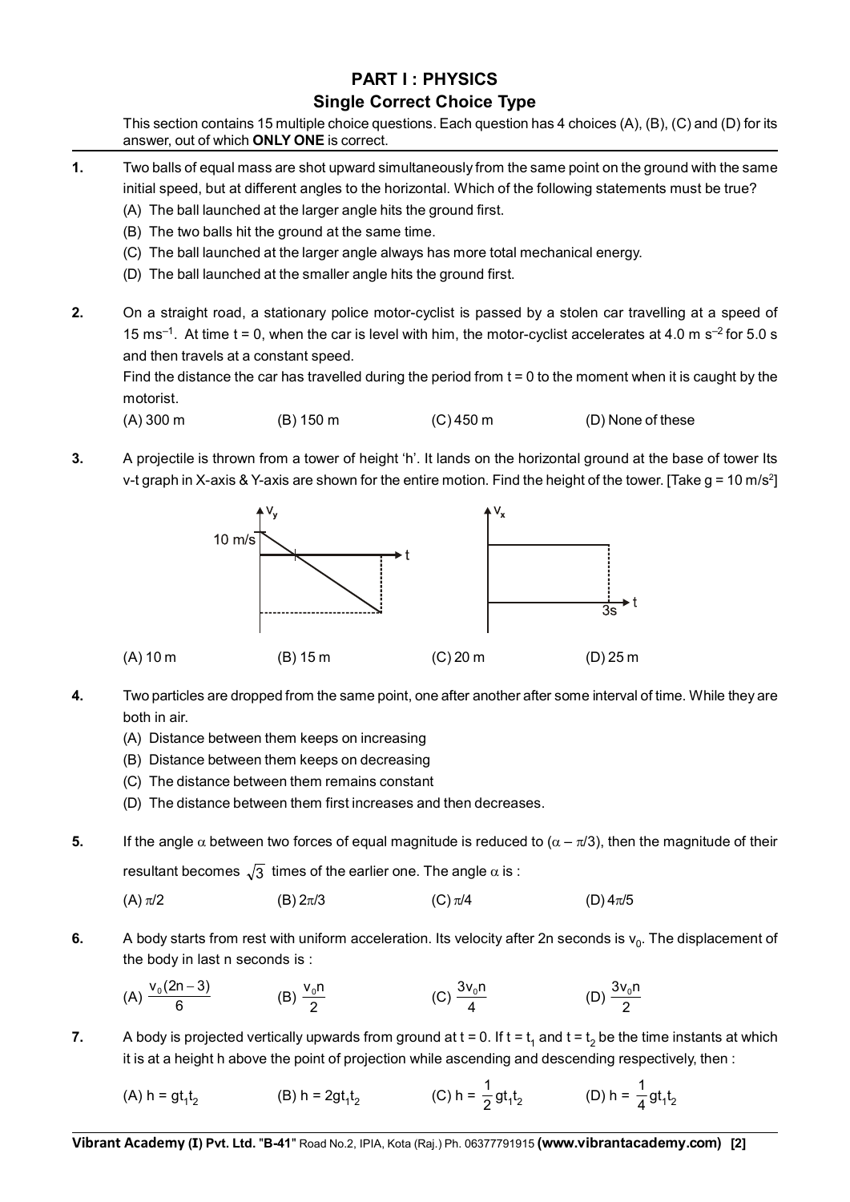## PART I : PHYSICS

### Single Correct Choice Type

This section contains 15 multiple choice questions. Each question has 4 choices (A), (B), (C) and (D) for its answer, out of which **ONLY ONE** is correct.

**1.** Two balls of equal mass are shot upward simultaneously from the same point on the ground with the same initial speed, but at different angles to the horizontal. Which of the following statements must be true?

(A) The ball launched at the larger angle hits the ground first.
(B) The two balls hit the ground at the same time.
(C) The ball launched at the larger angle always has more total mechanical energy.
(D) The ball launched at the smaller angle hits the ground first.

**2.** On a straight road, a stationary police motor-cyclist is passed by a stolen car travelling at a speed of 15 $ms^{-1}$. At time t = 0, when the car is level with him, the motor-cyclist accelerates at 4.0 m $s^{-2}$ for 5.0 s and then travels at a constant speed.

Find the distance the car has travelled during the period from t = 0 to the moment when it is caught by the motorist.

(A) 300 m (B) 150 m (C) 450 m (D) None of these

**3.** A projectile is thrown from a tower of height 'h'. It lands on the horizontal ground at the base of tower Its v-t graph in X-axis & Y-axis are shown for the entire motion. Find the height of the tower. [Take g = 10 m/s²]

$v_y$: 10 m/s, t  $v_x$: 3s, t

(A) 10 m (B) 15 m (C) 20 m (D) 25 m

**4.** Two particles are dropped from the same point, one after another after some interval of time. While they are both in air.

(A) Distance between them keeps on increasing
(B) Distance between them keeps on decreasing
(C) The distance between them remains constant
(D) The distance between them first increases and then decreases.

**5.** If the angle $\alpha$ between two forces of equal magnitude is reduced to $(\alpha - \pi/3)$, then the magnitude of their resultant becomes $\sqrt{3}$ times of the earlier one. The angle $\alpha$ is :

(A) $\pi/2$ (B) $2\pi/3$ (C) $\pi/4$ (D) $4\pi/5$

**6.** A body starts from rest with uniform acceleration. Its velocity after 2n seconds is $v_0$. The displacement of the body in last n seconds is :

(A) $\frac{v_0(2n-3)}{6}$ (B) $\frac{v_0 n}{2}$ (C) $\frac{3v_0 n}{4}$ (D) $\frac{3v_0 n}{2}$

**7.** A body is projected vertically upwards from ground at t = 0. If t = $t_1$ and t = $t_2$ be the time instants at which it is at a height h above the point of projection while ascending and descending respectively, then :

(A) $h = gt_1t_2$ (B) $h = 2gt_1t_2$ (C) $h = \frac{1}{2}gt_1t_2$ (D) $h = \frac{1}{4}gt_1t_2$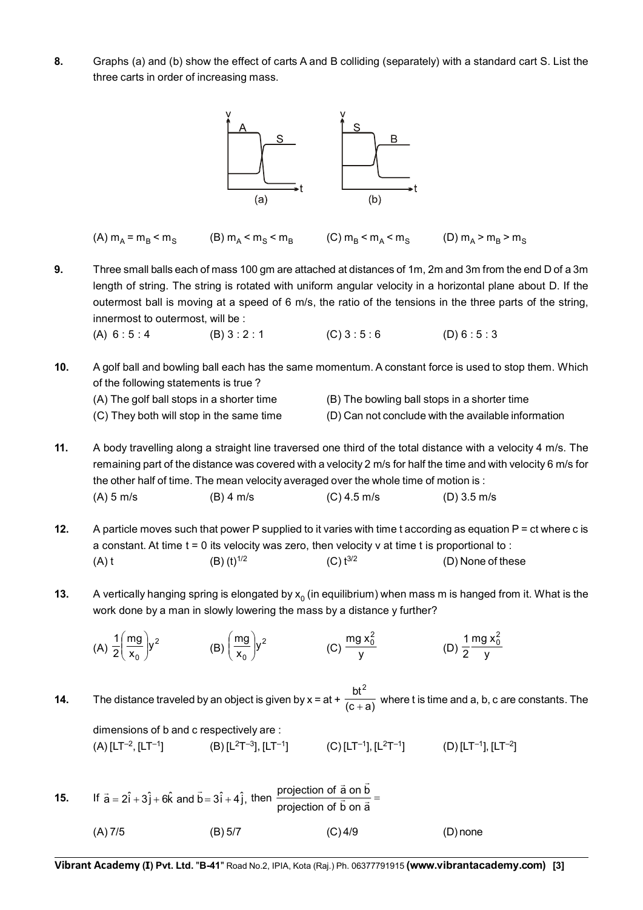**8.** Graphs (a) and (b) show the effect of carts A and B colliding (separately) with a standard cart S. List the three carts in order of increasing mass.

(a) (b)

(A) $m_A = m_B < m_S$ (B) $m_A < m_S < m_B$ (C) $m_B < m_A < m_S$ (D) $m_A > m_B > m_S$

**9.** Three small balls each of mass 100 gm are attached at distances of 1m, 2m and 3m from the end D of a 3m length of string. The string is rotated with uniform angular velocity in a horizontal plane about D. If the outermost ball is moving at a speed of 6 m/s, the ratio of the tensions in the three parts of the string, innermost to outermost, will be :

(A) 6 : 5 : 4 (B) 3 : 2 : 1 (C) 3 : 5 : 6 (D) 6 : 5 : 3

**10.** A golf ball and bowling ball each has the same momentum. A constant force is used to stop them. Which of the following statements is true ?

(A) The golf ball stops in a shorter time
(B) The bowling ball stops in a shorter time
(C) They both will stop in the same time
(D) Can not conclude with the available information

**11.** A body travelling along a straight line traversed one third of the total distance with a velocity 4 m/s. The remaining part of the distance was covered with a velocity 2 m/s for half the time and with velocity 6 m/s for the other half of time. The mean velocity averaged over the whole time of motion is :

(A) 5 m/s (B) 4 m/s (C) 4.5 m/s (D) 3.5 m/s

**12.** A particle moves such that power P supplied to it varies with time t according as equation P = ct where c is a constant. At time t = 0 its velocity was zero, then velocity v at time t is proportional to :

(A) t (B) $(t)^{1/2}$ (C) $t^{3/2}$ (D) None of these

**13.** A vertically hanging spring is elongated by $x_0$ (in equilibrium) when mass m is hanged from it. What is the work done by a man in slowly lowering the mass by a distance y further?

(A) $\frac{1}{2}\left(\frac{mg}{x_0}\right)y^2$ (B) $\left(\frac{mg}{x_0}\right)y^2$ (C) $\frac{mg\,x_0^2}{y}$ (D) $\frac{1}{2}\frac{mg\,x_0^2}{y}$

**14.** The distance traveled by an object is given by $x = at + \frac{bt^2}{(c+a)}$ where t is time and a, b, c are constants. The dimensions of b and c respectively are :

(A) $[LT^{-2}], [LT^{-1}]$ (B) $[L^2T^{-3}], [LT^{-1}]$ (C) $[LT^{-1}], [L^2T^{-1}]$ (D) $[LT^{-1}], [LT^{-2}]$

**15.** If $\vec{a} = 2\hat{i} + 3\hat{j} + 6\hat{k}$ and $\vec{b} = 3\hat{i} + 4\hat{j}$, then $\frac{\text{projection of } \vec{a} \text{ on } \vec{b}}{\text{projection of } \vec{b} \text{ on } \vec{a}} =$

(A) 7/5 (B) 5/7 (C) 4/9 (D) none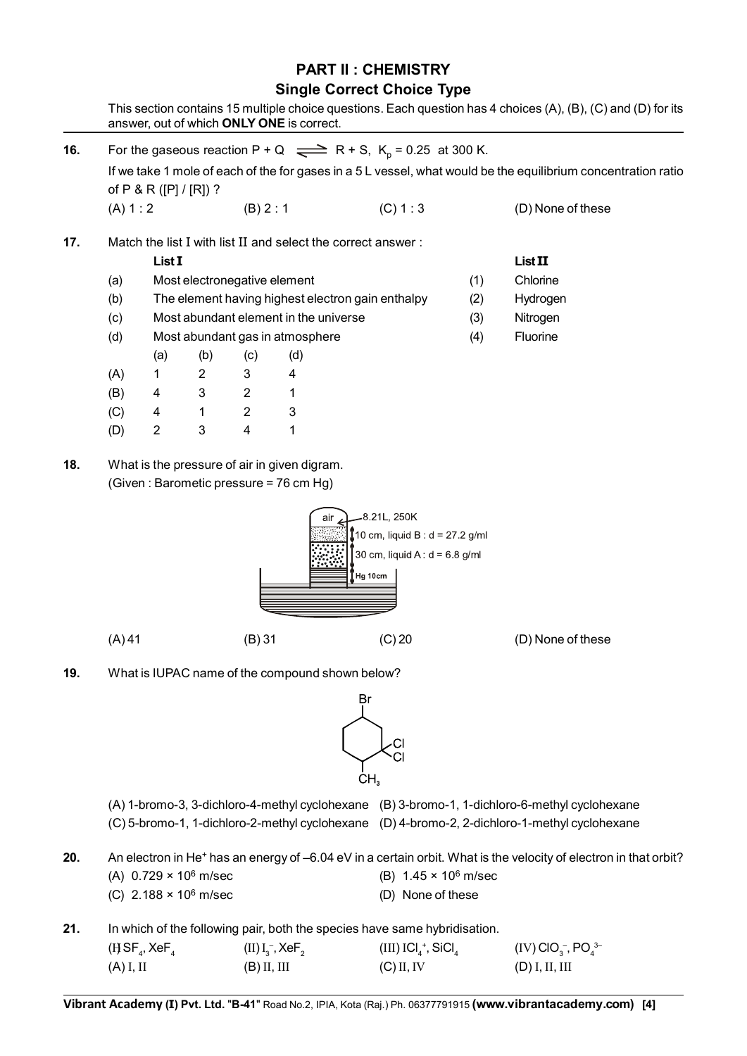## PART II : CHEMISTRY

### Single Correct Choice Type

This section contains 15 multiple choice questions. Each question has 4 choices (A), (B), (C) and (D) for its answer, out of which **ONLY ONE** is correct.

**16.** For the gaseous reaction $P + Q \rightleftharpoons R + S$, $K_p = 0.25$ at 300 K.

If we take 1 mole of each of the for gases in a 5 L vessel, what would be the equilibrium concentration ratio of P & R ([P] / [R]) ?

(A) 1 : 2 (B) 2 : 1 (C) 1 : 3 (D) None of these

**17.** Match the list I with list II and select the correct answer :

| | List I | | List II |
|---|---|---|---|
| (a) | Most electronegative element | (1) | Chlorine |
| (b) | The element having highest electron gain enthalpy | (2) | Hydrogen |
| (c) | Most abundant element in the universe | (3) | Nitrogen |
| (d) | Most abundant gas in atmosphere | (4) | Fluorine |

| | (a) | (b) | (c) | (d) |
|---|---|---|---|---|
| (A) | 1 | 2 | 3 | 4 |
| (B) | 4 | 3 | 2 | 1 |
| (C) | 4 | 1 | 2 | 3 |
| (D) | 2 | 3 | 4 | 1 |

**18.** What is the pressure of air in given digram.
(Given : Barometic pressure = 76 cm Hg)

air — 8.21L, 250K
10 cm, liquid B : d = 27.2 g/ml
30 cm, liquid A : d = 6.8 g/ml
Hg 10cm

(A) 41 (B) 31 (C) 20 (D) None of these

**19.** What is IUPAC name of the compound shown below?

(Structure: cyclohexane ring with Br, two Cl on one carbon, and $CH_3$)

(A) 1-bromo-3, 3-dichloro-4-methyl cyclohexane (B) 3-bromo-1, 1-dichloro-6-methyl cyclohexane
(C) 5-bromo-1, 1-dichloro-2-methyl cyclohexane (D) 4-bromo-2, 2-dichloro-1-methyl cyclohexane

**20.** An electron in $He^+$ has an energy of –6.04 eV in a certain orbit. What is the velocity of electron in that orbit?

(A) $0.729 \times 10^6$ m/sec (B) $1.45 \times 10^6$ m/sec
(C) $2.188 \times 10^6$ m/sec (D) None of these

**21.** In which of the following pair, both the species have same hybridisation.

(I) $SF_4$, $XeF_4$ (II) $I_3^-$, $XeF_2$ (III) $ICl_4^+$, $SiCl_4$ (IV) $ClO_3^-$, $PO_4^{3-}$

(A) I, II (B) II, III (C) II, IV (D) I, II, III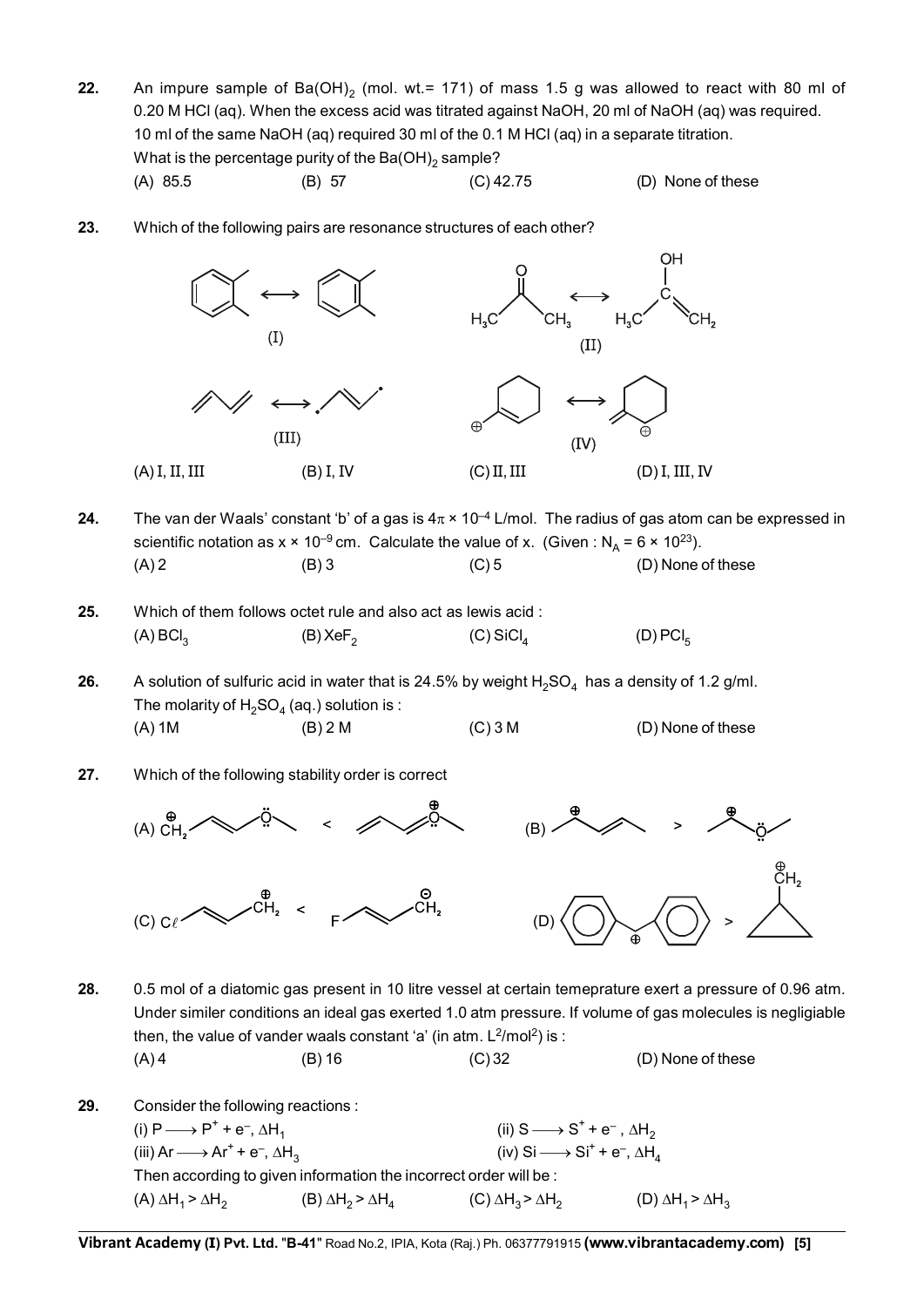**22.** An impure sample of $Ba(OH)_2$ (mol. wt.= 171) of mass 1.5 g was allowed to react with 80 ml of 0.20 M HCl (aq). When the excess acid was titrated against NaOH, 20 ml of NaOH (aq) was required. 10 ml of the same NaOH (aq) required 30 ml of the 0.1 M HCl (aq) in a separate titration. What is the percentage purity of the $Ba(OH)_2$ sample?

(A) 85.5 (B) 57 (C) 42.75 (D) None of these

**23.** Which of the following pairs are resonance structures of each other?

(I) (II) (III) (IV)

(A) I, II, III (B) I, IV (C) II, III (D) I, III, IV

**24.** The van der Waals' constant 'b' of a gas is $4\pi \times 10^{-4}$ L/mol. The radius of gas atom can be expressed in scientific notation as $x \times 10^{-9}$ cm. Calculate the value of x. (Given : $N_A = 6 \times 10^{23}$).

(A) 2 (B) 3 (C) 5 (D) None of these

**25.** Which of them follows octet rule and also act as lewis acid :

(A) $BCl_3$ (B) $XeF_2$ (C) $SiCl_4$ (D) $PCl_5$

**26.** A solution of sulfuric acid in water that is 24.5% by weight $H_2SO_4$ has a density of 1.2 g/ml. The molarity of $H_2SO_4$ (aq.) solution is :

(A) 1M (B) 2 M (C) 3 M (D) None of these

**27.** Which of the following stability order is correct

(A) $\overset{\oplus}{C}H_2$–CH=CH–$\ddot{O}$–$CH_3$ < $CH_2$=CH–CH=$\overset{\oplus}{O}$–$CH_3$

(B) $CH_3$–$\overset{\oplus}{C}H$–CH=CH–$CH_3$ > $CH_3$–$\overset{\oplus}{C}H$–$\ddot{O}$–$CH_3$

(C) Cl–CH=CH–$\overset{\oplus}{C}H_2$ < F–CH=CH–$\overset{\ominus}{C}H_2$

(D) $(C_6H_5)_2\overset{\oplus}{C}H$ > cyclopropyl–$\overset{\oplus}{C}H_2$

**28.** 0.5 mol of a diatomic gas present in 10 litre vessel at certain temeprature exert a pressure of 0.96 atm. Under similer conditions an ideal gas exerted 1.0 atm pressure. If volume of gas molecules is negligiable then, the value of vander waals constant 'a' (in atm. $L^2/mol^2$) is :

(A) 4 (B) 16 (C) 32 (D) None of these

**29.** Consider the following reactions :

(i) $P \longrightarrow P^+ + e^-$, $\Delta H_1$  (ii) $S \longrightarrow S^+ + e^-$, $\Delta H_2$

(iii) $Ar \longrightarrow Ar^+ + e^-$, $\Delta H_3$  (iv) $Si \longrightarrow Si^+ + e^-$, $\Delta H_4$

Then according to given information the incorrect order will be :

(A) $\Delta H_1 > \Delta H_2$ (B) $\Delta H_2 > \Delta H_4$ (C) $\Delta H_3 > \Delta H_2$ (D) $\Delta H_1 > \Delta H_3$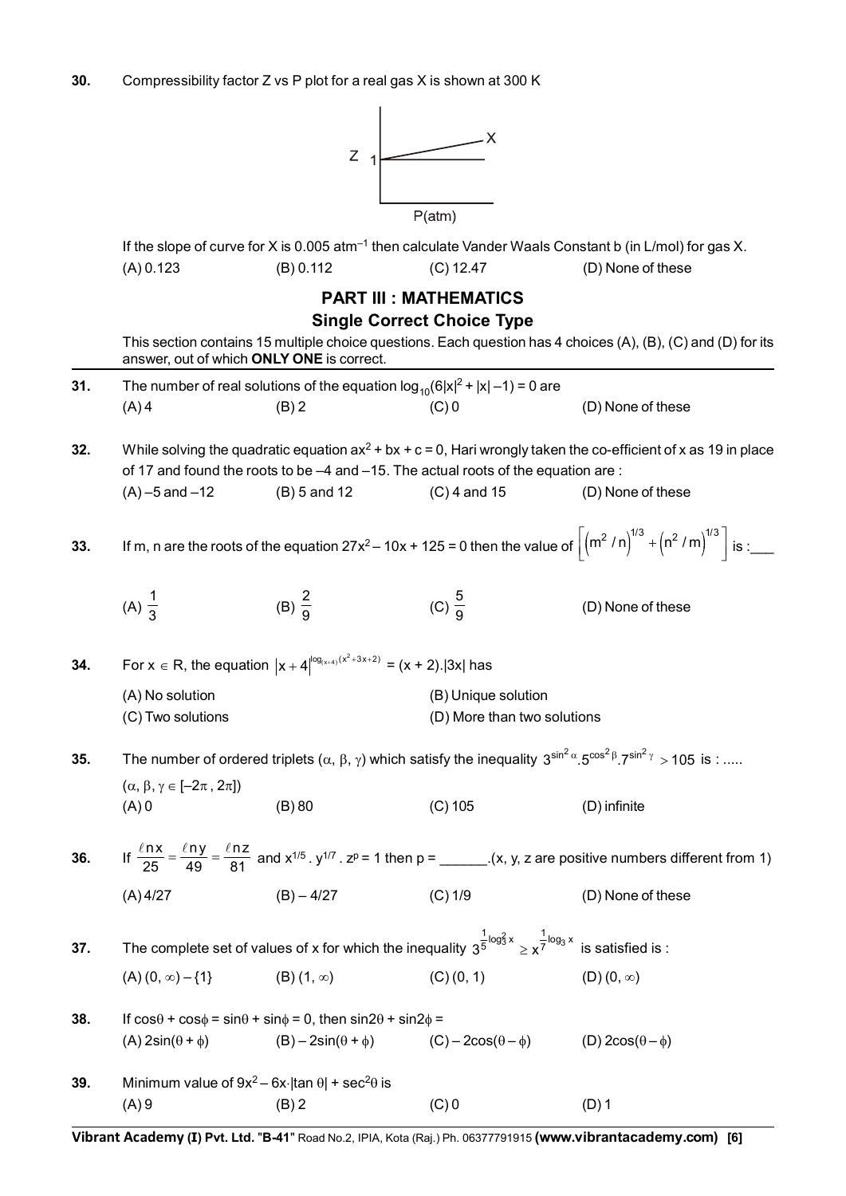**30.** Compressibility factor Z vs P plot for a real gas X is shown at 300 K

If the slope of curve for X is 0.005 $atm^{-1}$ then calculate Vander Waals Constant b (in L/mol) for gas X.

(A) 0.123 (B) 0.112 (C) 12.47 (D) None of these

## PART III : MATHEMATICS

### Single Correct Choice Type

This section contains 15 multiple choice questions. Each question has 4 choices (A), (B), (C) and (D) for its answer, out of which **ONLY ONE** is correct.

**31.** The number of real solutions of the equation $\log_{10}(6|x|^2 + |x| - 1) = 0$ are

(A) 4 (B) 2 (C) 0 (D) None of these

**32.** While solving the quadratic equation $ax^2 + bx + c = 0$, Hari wrongly taken the co-efficient of x as 19 in place of 17 and found the roots to be –4 and –15. The actual roots of the equation are :

(A) –5 and –12 (B) 5 and 12 (C) 4 and 15 (D) None of these

**33.** If m, n are the roots of the equation $27x^2 - 10x + 125 = 0$ then the value of $\left[\left(m^2/n\right)^{1/3} + \left(n^2/m\right)^{1/3}\right]$ is :___

(A) $\frac{1}{3}$ (B) $\frac{2}{9}$ (C) $\frac{5}{9}$ (D) None of these

**34.** For $x \in R$, the equation $|x+4|^{\log_{(x+4)}(x^2+3x+2)} = (x+2).|3x|$ has

(A) No solution (B) Unique solution

(C) Two solutions (D) More than two solutions

**35.** The number of ordered triplets $(\alpha, \beta, \gamma)$ which satisfy the inequality $3^{\sin^2\alpha}.5^{\cos^2\beta}.7^{\sin^2\gamma} > 105$ is : .....

$(\alpha, \beta, \gamma \in [-2\pi, 2\pi])$

(A) 0 (B) 80 (C) 105 (D) infinite

**36.** If $\frac{\ell n x}{25} = \frac{\ell n y}{49} = \frac{\ell n z}{81}$ and $x^{1/5} . y^{1/7} . z^p = 1$ then p = ______.(x, y, z are positive numbers different from 1)

(A) 4/27 (B) – 4/27 (C) 1/9 (D) None of these

**37.** The complete set of values of x for which the inequality $3^{\frac{1}{5}\log_3^2 x} \geq x^{\frac{1}{7}\log_3 x}$ is satisfied is :

(A) $(0, \infty) - \{1\}$ (B) $(1, \infty)$ (C) $(0, 1)$ (D) $(0, \infty)$

**38.** If $\cos\theta + \cos\phi = \sin\theta + \sin\phi = 0$, then $\sin 2\theta + \sin 2\phi =$

(A) $2\sin(\theta + \phi)$ (B) $-2\sin(\theta + \phi)$ (C) $-2\cos(\theta - \phi)$ (D) $2\cos(\theta - \phi)$

**39.** Minimum value of $9x^2 - 6x \cdot |\tan \theta| + \sec^2\theta$ is

(A) 9 (B) 2 (C) 0 (D) 1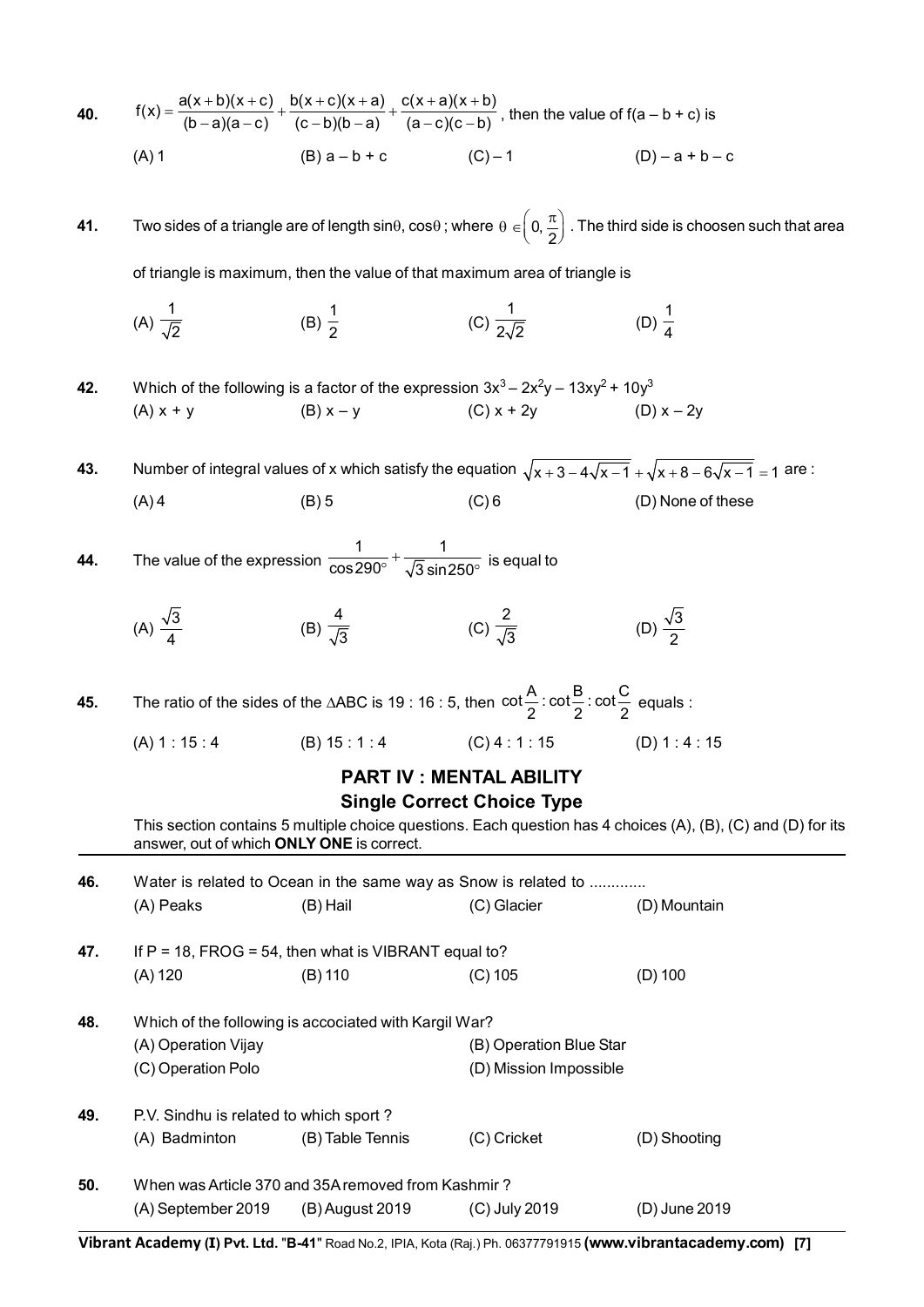**40.** $f(x) = \frac{a(x+b)(x+c)}{(b-a)(a-c)} + \frac{b(x+c)(x+a)}{(c-b)(b-a)} + \frac{c(x+a)(x+b)}{(a-c)(c-b)}$, then the value of $f(a - b + c)$ is

(A) 1 (B) $a - b + c$ (C) $-1$ (D) $-a + b - c$

**41.** Two sides of a triangle are of length $\sin\theta$, $\cos\theta$ ; where $\theta \in \left(0, \frac{\pi}{2}\right)$. The third side is choosen such that area of triangle is maximum, then the value of that maximum area of triangle is

(A) $\frac{1}{\sqrt{2}}$ (B) $\frac{1}{2}$ (C) $\frac{1}{2\sqrt{2}}$ (D) $\frac{1}{4}$

**42.** Which of the following is a factor of the expression $3x^3 - 2x^2y - 13xy^2 + 10y^3$

(A) $x + y$ (B) $x - y$ (C) $x + 2y$ (D) $x - 2y$

**43.** Number of integral values of x which satisfy the equation $\sqrt{x+3-4\sqrt{x-1}} + \sqrt{x+8-6\sqrt{x-1}} = 1$ are :

(A) 4 (B) 5 (C) 6 (D) None of these

**44.** The value of the expression $\frac{1}{\cos 290^\circ} + \frac{1}{\sqrt{3}\sin 250^\circ}$ is equal to

(A) $\frac{\sqrt{3}}{4}$ (B) $\frac{4}{\sqrt{3}}$ (C) $\frac{2}{\sqrt{3}}$ (D) $\frac{\sqrt{3}}{2}$

**45.** The ratio of the sides of the $\Delta$ABC is 19 : 16 : 5, then $\cot\frac{A}{2} : \cot\frac{B}{2} : \cot\frac{C}{2}$ equals :

(A) 1 : 15 : 4 (B) 15 : 1 : 4 (C) 4 : 1 : 15 (D) 1 : 4 : 15

## PART IV : MENTAL ABILITY

### Single Correct Choice Type

This section contains 5 multiple choice questions. Each question has 4 choices (A), (B), (C) and (D) for its answer, out of which **ONLY ONE** is correct.

**46.** Water is related to Ocean in the same way as Snow is related to .............

(A) Peaks (B) Hail (C) Glacier (D) Mountain

**47.** If P = 18, FROG = 54, then what is VIBRANT equal to?

(A) 120 (B) 110 (C) 105 (D) 100

**48.** Which of the following is accociated with Kargil War?

(A) Operation Vijay (B) Operation Blue Star
(C) Operation Polo (D) Mission Impossible

**49.** P.V. Sindhu is related to which sport ?

(A) Badminton (B) Table Tennis (C) Cricket (D) Shooting

**50.** When was Article 370 and 35A removed from Kashmir ?

(A) September 2019 (B) August 2019 (C) July 2019 (D) June 2019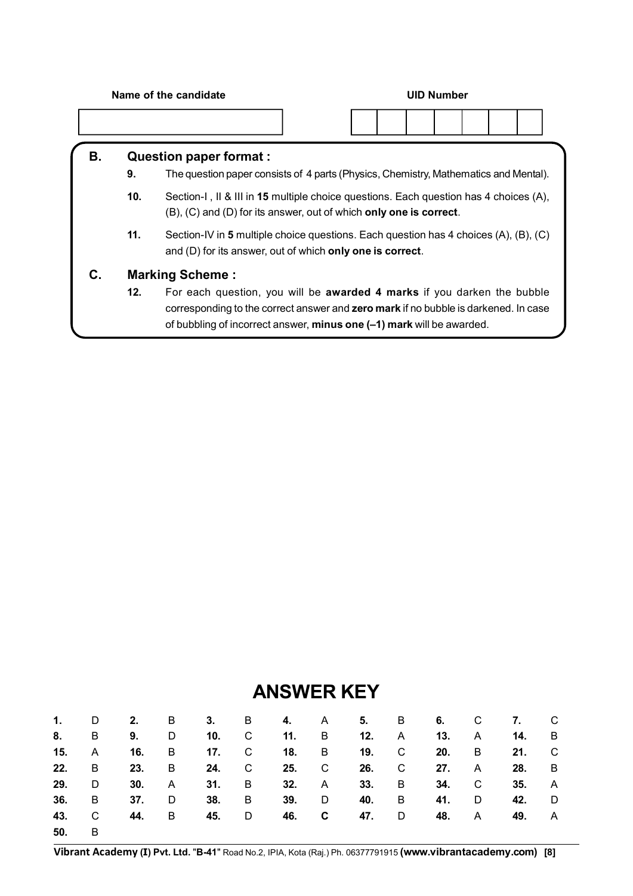**Name of the candidate** | **UID Number**

| |
|---|
| |

| | | | | | | |
|---|---|---|---|---|---|---|
| | | | | | | |

## B. Question paper format :

9. The question paper consists of 4 parts (Physics, Chemistry, Mathematics and Mental).
10. Section-I , II & III in **15** multiple choice questions. Each question has 4 choices (A), (B), (C) and (D) for its answer, out of which **only one is correct**.
11. Section-IV in **5** multiple choice questions. Each question has 4 choices (A), (B), (C) and (D) for its answer, out of which **only one is correct**.

## C. Marking Scheme :

12. For each question, you will be **awarded 4 marks** if you darken the bubble corresponding to the correct answer and **zero mark** if no bubble is darkened. In case of bubbling of incorrect answer, **minus one (–1) mark** will be awarded.

# ANSWER KEY

| | | | | | | | | | | | | | |
|---|---|---|---|---|---|---|---|---|---|---|---|---|---|
| **1.** | D | **2.** | B | **3.** | B | **4.** | A | **5.** | B | **6.** | C | **7.** | C |
| **8.** | B | **9.** | D | **10.** | C | **11.** | B | **12.** | A | **13.** | A | **14.** | B |
| **15.** | A | **16.** | B | **17.** | C | **18.** | B | **19.** | C | **20.** | B | **21.** | C |
| **22.** | B | **23.** | B | **24.** | C | **25.** | C | **26.** | C | **27.** | A | **28.** | B |
| **29.** | D | **30.** | A | **31.** | B | **32.** | A | **33.** | B | **34.** | C | **35.** | A |
| **36.** | B | **37.** | D | **38.** | B | **39.** | D | **40.** | B | **41.** | D | **42.** | D |
| **43.** | C | **44.** | B | **45.** | D | **46.** | **C** | **47.** | D | **48.** | A | **49.** | A |
| **50.** | B | | | | | | | | | | | | |